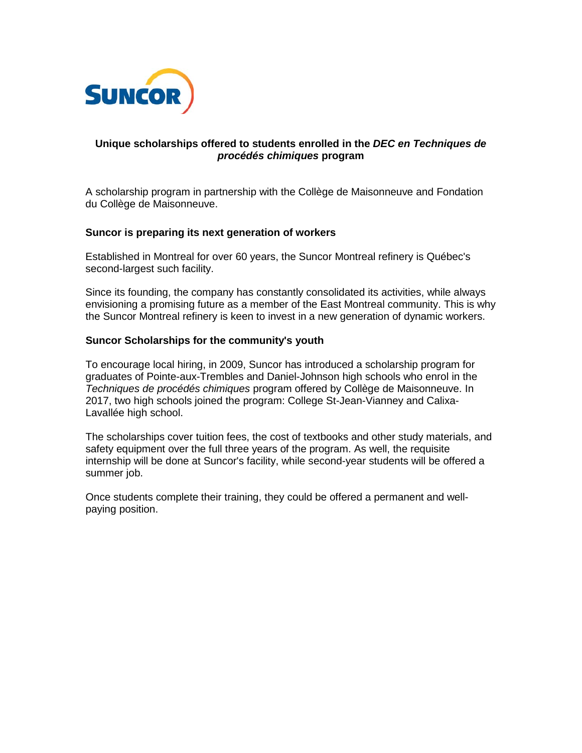SUNCOR

## Unique scholarships offered to students enrolled in the *DEC en Techniques de procédés chimiques* program

A scholarship program in partnership with the Collège de Maisonneuve and Fondation du Collège de Maisonneuve.

### Suncor is preparing its next generation of workers

Established in Montreal for over 60 years, the Suncor Montreal refinery is Québec's second-largest such facility.

Since its founding, the company has constantly consolidated its activities, while always envisioning a promising future as a member of the East Montreal community. This is why the Suncor Montreal refinery is keen to invest in a new generation of dynamic workers.

### Suncor Scholarships for the community's youth

To encourage local hiring, in 2009, Suncor has introduced a scholarship program for graduates of Pointe-aux-Trembles and Daniel-Johnson high schools who enrol in the *Techniques de procédés chimiques* program offered by Collège de Maisonneuve. In 2017, two high schools joined the program: College St-Jean-Vianney and Calixa-Lavallée high school.

The scholarships cover tuition fees, the cost of textbooks and other study materials, and safety equipment over the full three years of the program. As well, the requisite internship will be done at Suncor's facility, while second-year students will be offered a summer job.

Once students complete their training, they could be offered a permanent and well-paying position.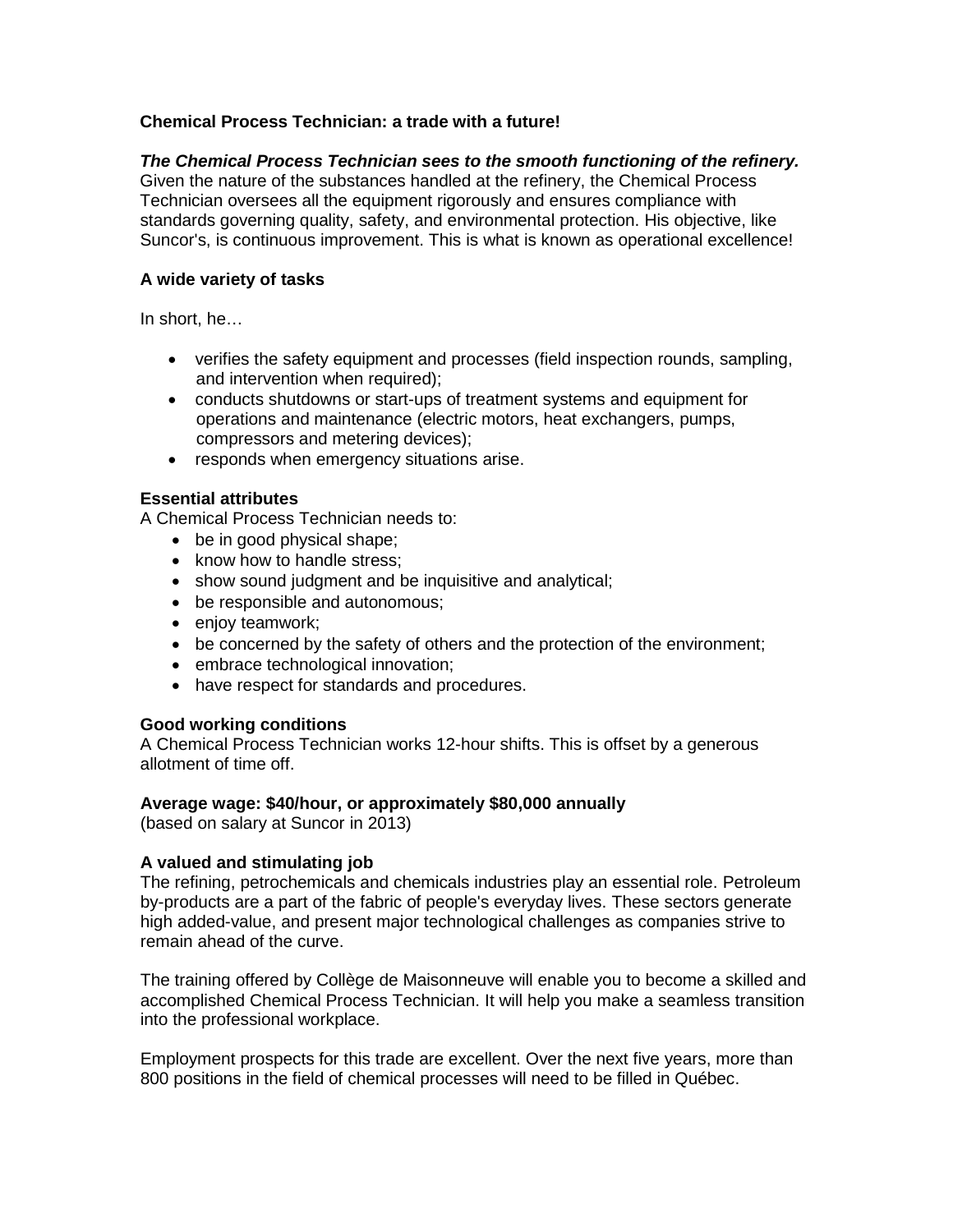# Chemical Process Technician: a trade with a future!

***The Chemical Process Technician sees to the smooth functioning of the refinery.***
Given the nature of the substances handled at the refinery, the Chemical Process Technician oversees all the equipment rigorously and ensures compliance with standards governing quality, safety, and environmental protection. His objective, like Suncor's, is continuous improvement. This is what is known as operational excellence!

## A wide variety of tasks

In short, he…

- verifies the safety equipment and processes (field inspection rounds, sampling, and intervention when required);
- conducts shutdowns or start-ups of treatment systems and equipment for operations and maintenance (electric motors, heat exchangers, pumps, compressors and metering devices);
- responds when emergency situations arise.

## Essential attributes

A Chemical Process Technician needs to:

- be in good physical shape;
- know how to handle stress;
- show sound judgment and be inquisitive and analytical;
- be responsible and autonomous;
- enjoy teamwork;
- be concerned by the safety of others and the protection of the environment;
- embrace technological innovation;
- have respect for standards and procedures.

## Good working conditions

A Chemical Process Technician works 12-hour shifts. This is offset by a generous allotment of time off.

## Average wage: $40/hour, or approximately $80,000 annually

(based on salary at Suncor in 2013)

## A valued and stimulating job

The refining, petrochemicals and chemicals industries play an essential role. Petroleum by-products are a part of the fabric of people's everyday lives. These sectors generate high added-value, and present major technological challenges as companies strive to remain ahead of the curve.

The training offered by Collège de Maisonneuve will enable you to become a skilled and accomplished Chemical Process Technician. It will help you make a seamless transition into the professional workplace.

Employment prospects for this trade are excellent. Over the next five years, more than 800 positions in the field of chemical processes will need to be filled in Québec.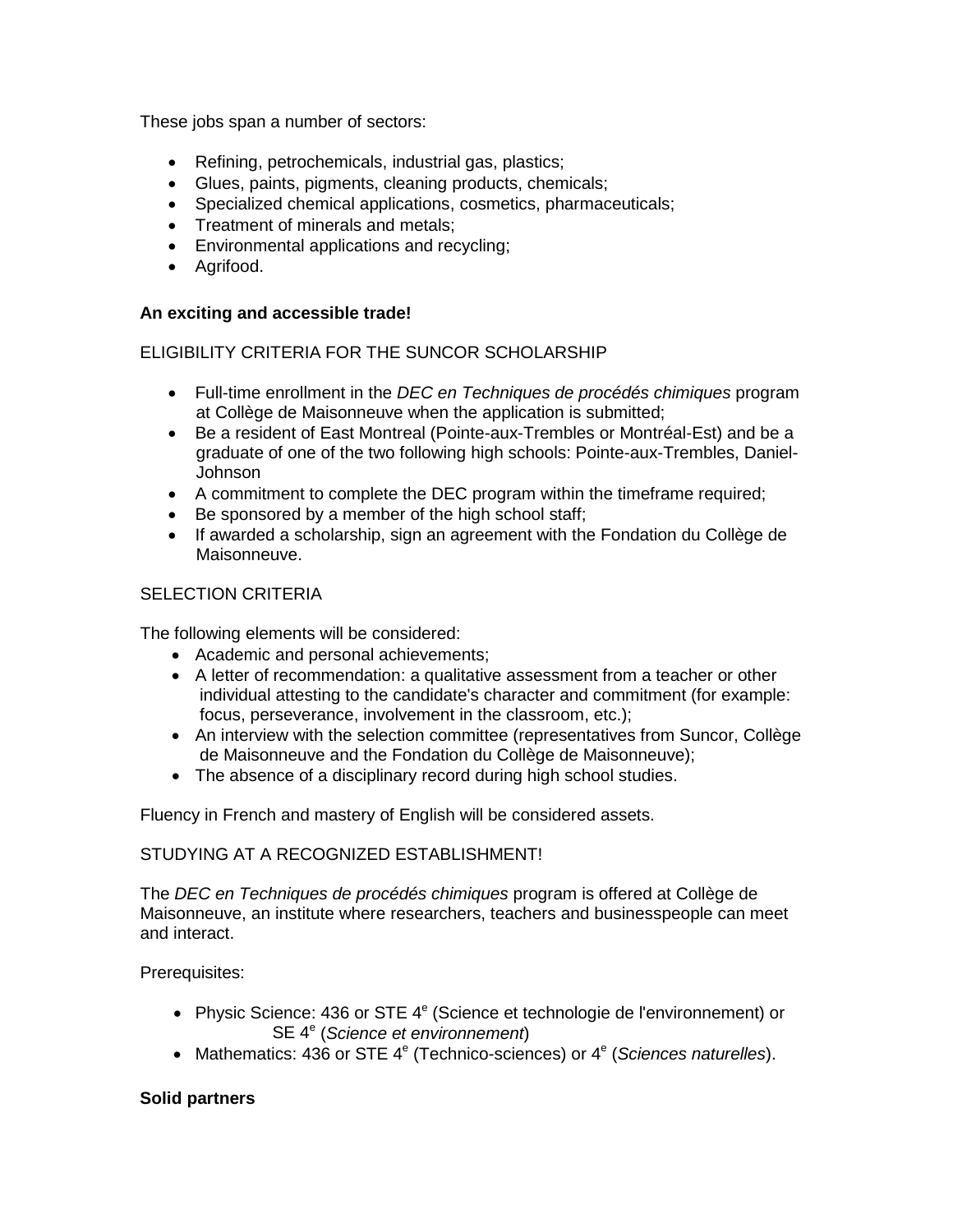These jobs span a number of sectors:

- Refining, petrochemicals, industrial gas, plastics;
- Glues, paints, pigments, cleaning products, chemicals;
- Specialized chemical applications, cosmetics, pharmaceuticals;
- Treatment of minerals and metals;
- Environmental applications and recycling;
- Agrifood.

**An exciting and accessible trade!**

ELIGIBILITY CRITERIA FOR THE SUNCOR SCHOLARSHIP

- Full-time enrollment in the *DEC en Techniques de procédés chimiques* program at Collège de Maisonneuve when the application is submitted;
- Be a resident of East Montreal (Pointe-aux-Trembles or Montréal-Est) and be a graduate of one of the two following high schools: Pointe-aux-Trembles, Daniel-Johnson
- A commitment to complete the DEC program within the timeframe required;
- Be sponsored by a member of the high school staff;
- If awarded a scholarship, sign an agreement with the Fondation du Collège de Maisonneuve.

SELECTION CRITERIA

The following elements will be considered:

- Academic and personal achievements;
- A letter of recommendation: a qualitative assessment from a teacher or other individual attesting to the candidate's character and commitment (for example: focus, perseverance, involvement in the classroom, etc.);
- An interview with the selection committee (representatives from Suncor, Collège de Maisonneuve and the Fondation du Collège de Maisonneuve);
- The absence of a disciplinary record during high school studies.

Fluency in French and mastery of English will be considered assets.

STUDYING AT A RECOGNIZED ESTABLISHMENT!

The *DEC en Techniques de procédés chimiques* program is offered at Collège de Maisonneuve, an institute where researchers, teachers and businesspeople can meet and interact.

Prerequisites:

- Physic Science: 436 or STE 4$^{e}$ (Science et technologie de l'environnement) or SE 4$^{e}$ (*Science et environnement*)
- Mathematics: 436 or STE 4$^{e}$ (Technico-sciences) or 4$^{e}$ (*Sciences naturelles*).

**Solid partners**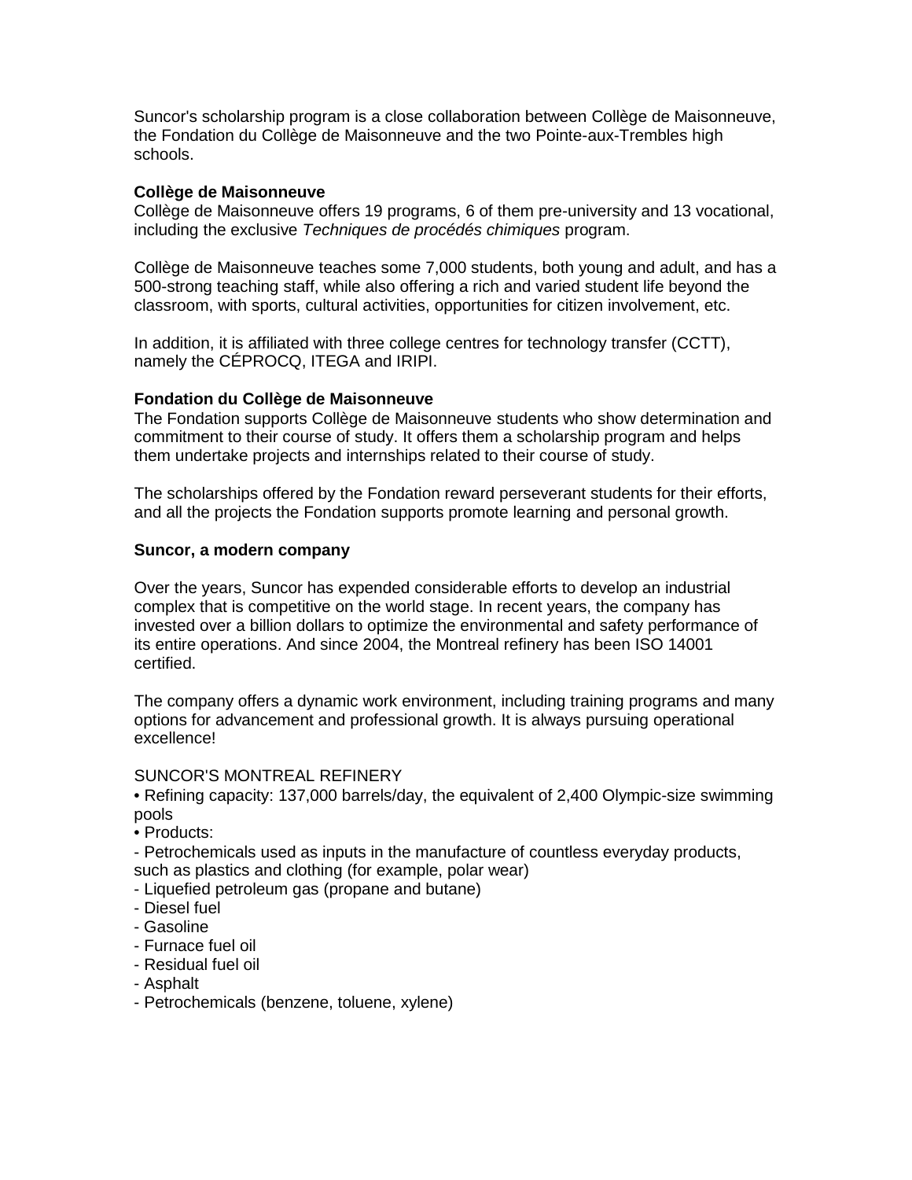Suncor's scholarship program is a close collaboration between Collège de Maisonneuve, the Fondation du Collège de Maisonneuve and the two Pointe-aux-Trembles high schools.

**Collège de Maisonneuve**

Collège de Maisonneuve offers 19 programs, 6 of them pre-university and 13 vocational, including the exclusive *Techniques de procédés chimiques* program.

Collège de Maisonneuve teaches some 7,000 students, both young and adult, and has a 500-strong teaching staff, while also offering a rich and varied student life beyond the classroom, with sports, cultural activities, opportunities for citizen involvement, etc.

In addition, it is affiliated with three college centres for technology transfer (CCTT), namely the CÉPROCQ, ITEGA and IRIPI.

**Fondation du Collège de Maisonneuve**

The Fondation supports Collège de Maisonneuve students who show determination and commitment to their course of study. It offers them a scholarship program and helps them undertake projects and internships related to their course of study.

The scholarships offered by the Fondation reward perseverant students for their efforts, and all the projects the Fondation supports promote learning and personal growth.

**Suncor, a modern company**

Over the years, Suncor has expended considerable efforts to develop an industrial complex that is competitive on the world stage. In recent years, the company has invested over a billion dollars to optimize the environmental and safety performance of its entire operations. And since 2004, the Montreal refinery has been ISO 14001 certified.

The company offers a dynamic work environment, including training programs and many options for advancement and professional growth. It is always pursuing operational excellence!

SUNCOR'S MONTREAL REFINERY

- Refining capacity: 137,000 barrels/day, the equivalent of 2,400 Olympic-size swimming pools
- Products:
  - Petrochemicals used as inputs in the manufacture of countless everyday products, such as plastics and clothing (for example, polar wear)
  - Liquefied petroleum gas (propane and butane)
  - Diesel fuel
  - Gasoline
  - Furnace fuel oil
  - Residual fuel oil
  - Asphalt
  - Petrochemicals (benzene, toluene, xylene)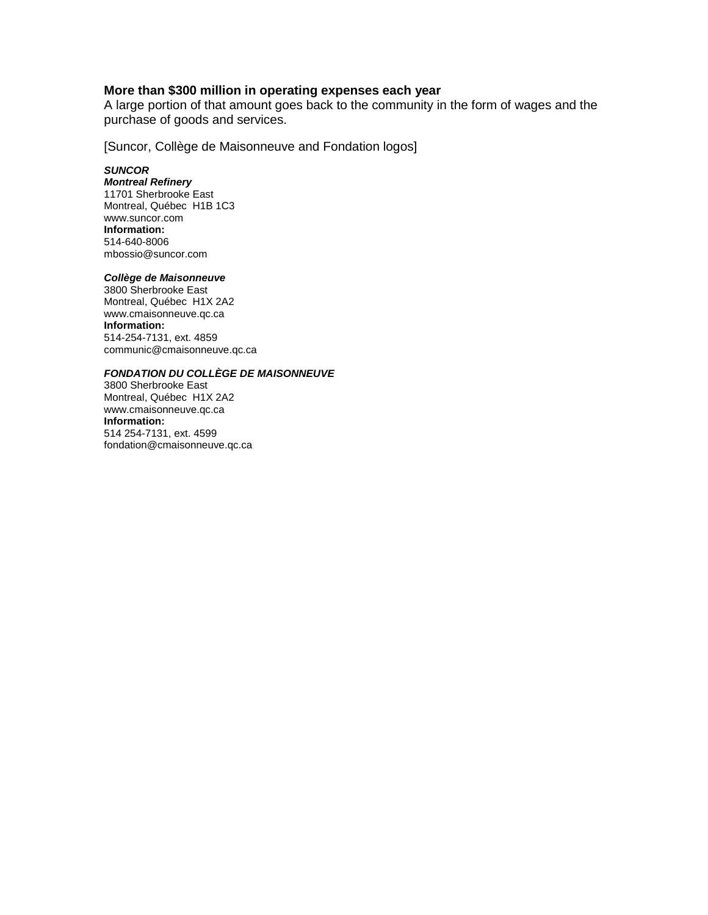**More than $300 million in operating expenses each year**
A large portion of that amount goes back to the community in the form of wages and the purchase of goods and services.

[Suncor, Collège de Maisonneuve and Fondation logos]

***SUNCOR***
***Montreal Refinery***
11701 Sherbrooke East
Montreal, Québec H1B 1C3
www.suncor.com
**Information:**
514-640-8006
mbossio@suncor.com

***Collège de Maisonneuve***
3800 Sherbrooke East
Montreal, Québec H1X 2A2
www.cmaisonneuve.qc.ca
**Information:**
514-254-7131, ext. 4859
communic@cmaisonneuve.qc.ca

***FONDATION DU COLLÈGE DE MAISONNEUVE***
3800 Sherbrooke East
Montreal, Québec H1X 2A2
www.cmaisonneuve.qc.ca
**Information:**
514 254-7131, ext. 4599
fondation@cmaisonneuve.qc.ca